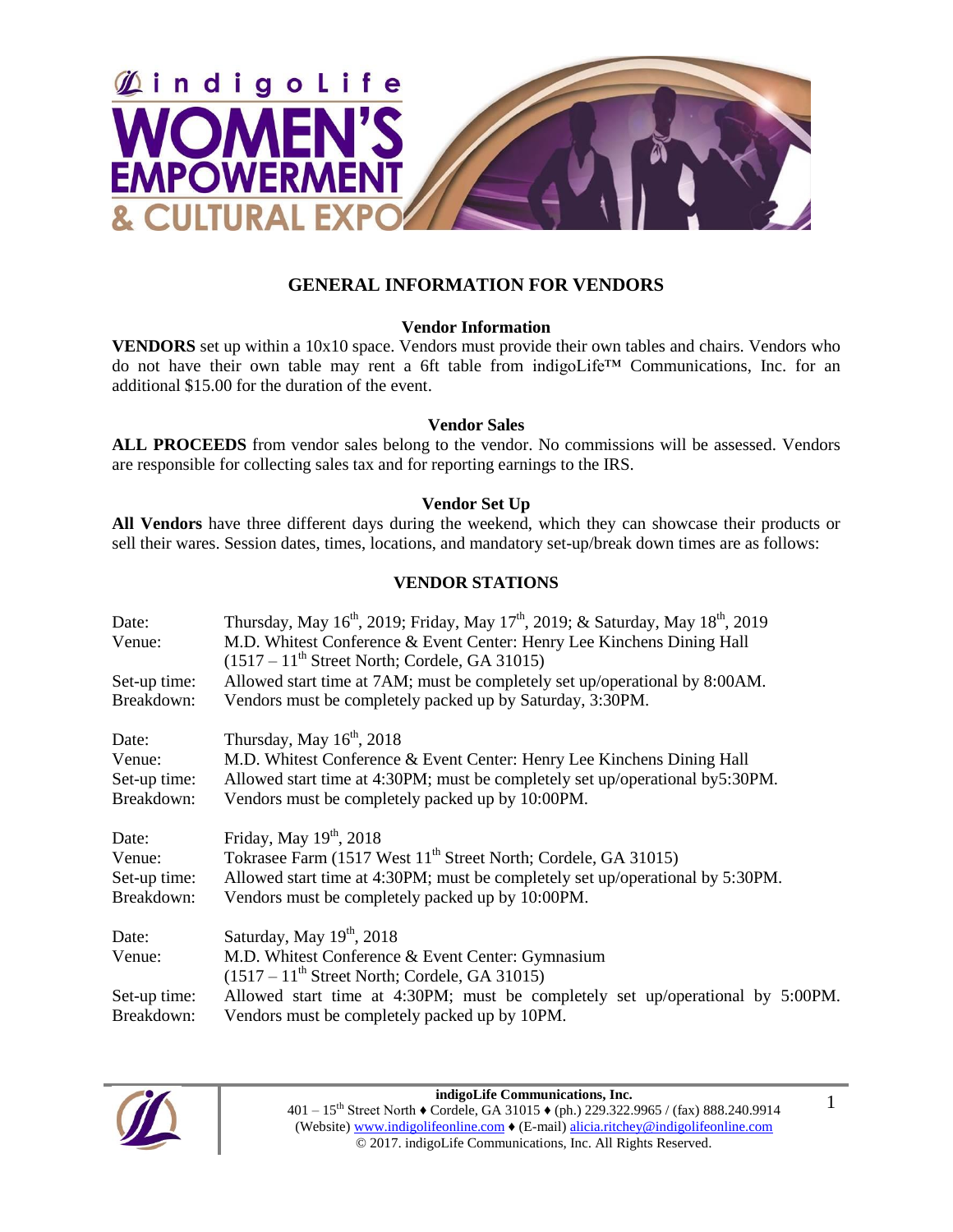indigoLife

# WOMEN'S EMPOWERMENT & CULTURAL EXPO

## GENERAL INFORMATION FOR VENDORS

### Vendor Information

**VENDORS** set up within a 10x10 space. Vendors must provide their own tables and chairs. Vendors who do not have their own table may rent a 6ft table from indigoLife™ Communications, Inc. for an additional $15.00 for the duration of the event.

### Vendor Sales

**ALL PROCEEDS** from vendor sales belong to the vendor. No commissions will be assessed. Vendors are responsible for collecting sales tax and for reporting earnings to the IRS.

### Vendor Set Up

**All Vendors** have three different days during the weekend, which they can showcase their products or sell their wares. Session dates, times, locations, and mandatory set-up/break down times are as follows:

### VENDOR STATIONS

Date: Thursday, May 16th, 2019; Friday, May 17th, 2019; & Saturday, May 18th, 2019
Venue: M.D. Whitest Conference & Event Center: Henry Lee Kinchens Dining Hall (1517 – 11th Street North; Cordele, GA 31015)
Set-up time: Allowed start time at 7AM; must be completely set up/operational by 8:00AM.
Breakdown: Vendors must be completely packed up by Saturday, 3:30PM.

Date: Thursday, May 16th, 2018
Venue: M.D. Whitest Conference & Event Center: Henry Lee Kinchens Dining Hall
Set-up time: Allowed start time at 4:30PM; must be completely set up/operational by5:30PM.
Breakdown: Vendors must be completely packed up by 10:00PM.

Date: Friday, May 19th, 2018
Venue: Tokrasee Farm (1517 West 11th Street North; Cordele, GA 31015)
Set-up time: Allowed start time at 4:30PM; must be completely set up/operational by 5:30PM.
Breakdown: Vendors must be completely packed up by 10:00PM.

Date: Saturday, May 19th, 2018
Venue: M.D. Whitest Conference & Event Center: Gymnasium (1517 – 11th Street North; Cordele, GA 31015)
Set-up time: Allowed start time at 4:30PM; must be completely set up/operational by 5:00PM.
Breakdown: Vendors must be completely packed up by 10PM.

**indigoLife Communications, Inc.**
401 – 15th Street North ♦ Cordele, GA 31015 ♦ (ph.) 229.322.9965 / (fax) 888.240.9914
(Website) www.indigolifeonline.com ♦ (E-mail) alicia.ritchey@indigolifeonline.com
© 2017. indigoLife Communications, Inc. All Rights Reserved.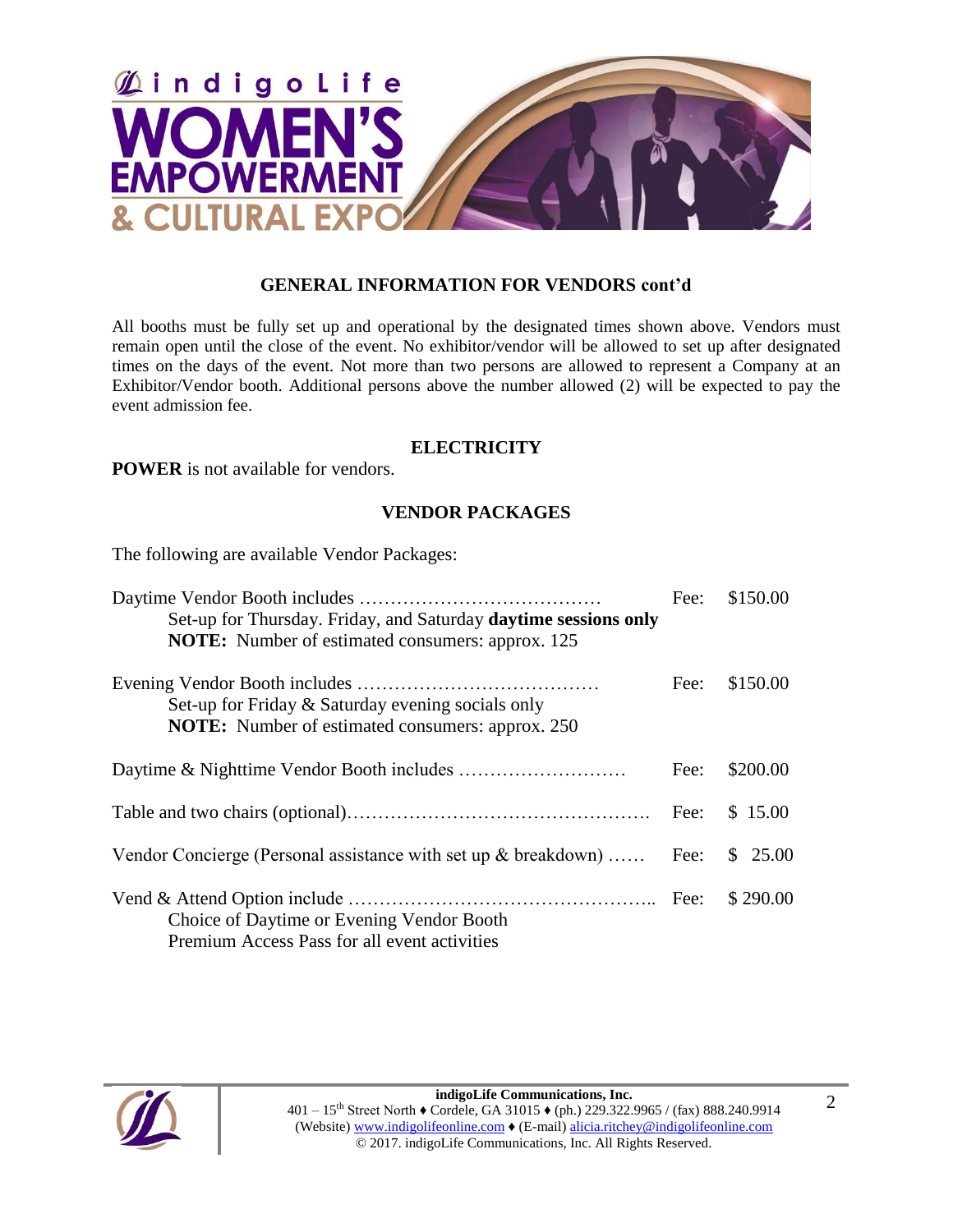## GENERAL INFORMATION FOR VENDORS cont'd

All booths must be fully set up and operational by the designated times shown above. Vendors must remain open until the close of the event. No exhibitor/vendor will be allowed to set up after designated times on the days of the event. Not more than two persons are allowed to represent a Company at an Exhibitor/Vendor booth. Additional persons above the number allowed (2) will be expected to pay the event admission fee.

## ELECTRICITY

**POWER** is not available for vendors.

## VENDOR PACKAGES

The following are available Vendor Packages:

Daytime Vendor Booth includes ………………………………… Fee: $150.00
 Set-up for Thursday. Friday, and Saturday **daytime sessions only**
 **NOTE:** Number of estimated consumers: approx. 125

Evening Vendor Booth includes ………………………………… Fee: $150.00
 Set-up for Friday & Saturday evening socials only
 **NOTE:** Number of estimated consumers: approx. 250

Daytime & Nighttime Vendor Booth includes ……………………… Fee: $200.00

Table and two chairs (optional)…………………………………………. Fee: $ 15.00

Vendor Concierge (Personal assistance with set up & breakdown) …… Fee: $ 25.00

Vend & Attend Option include ………………………………………….. Fee: $ 290.00
 Choice of Daytime or Evening Vendor Booth
 Premium Access Pass for all event activities

**indigoLife Communications, Inc.**
401 – 15th Street North ♦ Cordele, GA 31015 ♦ (ph.) 229.322.9965 / (fax) 888.240.9914
(Website) www.indigolifeonline.com ♦ (E-mail) alicia.ritchey@indigolifeonline.com
© 2017. indigoLife Communications, Inc. All Rights Reserved.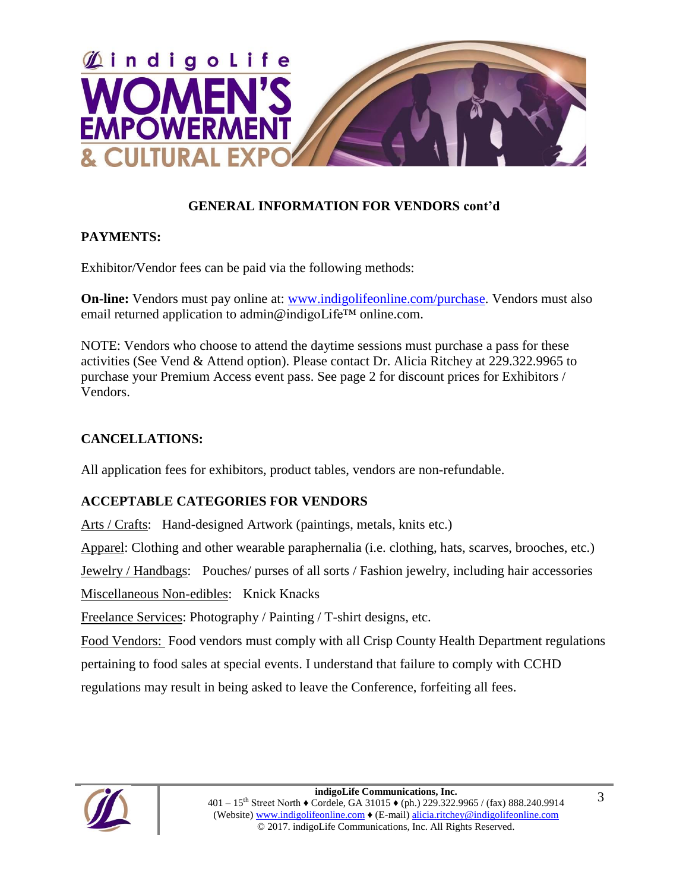## GENERAL INFORMATION FOR VENDORS cont'd

### PAYMENTS:

Exhibitor/Vendor fees can be paid via the following methods:

**On-line:** Vendors must pay online at: www.indigolifeonline.com/purchase. Vendors must also email returned application to admin@indigoLife™ online.com.

NOTE: Vendors who choose to attend the daytime sessions must purchase a pass for these activities (See Vend & Attend option). Please contact Dr. Alicia Ritchey at 229.322.9965 to purchase your Premium Access event pass. See page 2 for discount prices for Exhibitors / Vendors.

### CANCELLATIONS:

All application fees for exhibitors, product tables, vendors are non-refundable.

### ACCEPTABLE CATEGORIES FOR VENDORS

Arts / Crafts: Hand-designed Artwork (paintings, metals, knits etc.)

Apparel: Clothing and other wearable paraphernalia (i.e. clothing, hats, scarves, brooches, etc.)

Jewelry / Handbags: Pouches/ purses of all sorts / Fashion jewelry, including hair accessories

Miscellaneous Non-edibles: Knick Knacks

Freelance Services: Photography / Painting / T-shirt designs, etc.

Food Vendors: Food vendors must comply with all Crisp County Health Department regulations pertaining to food sales at special events. I understand that failure to comply with CCHD regulations may result in being asked to leave the Conference, forfeiting all fees.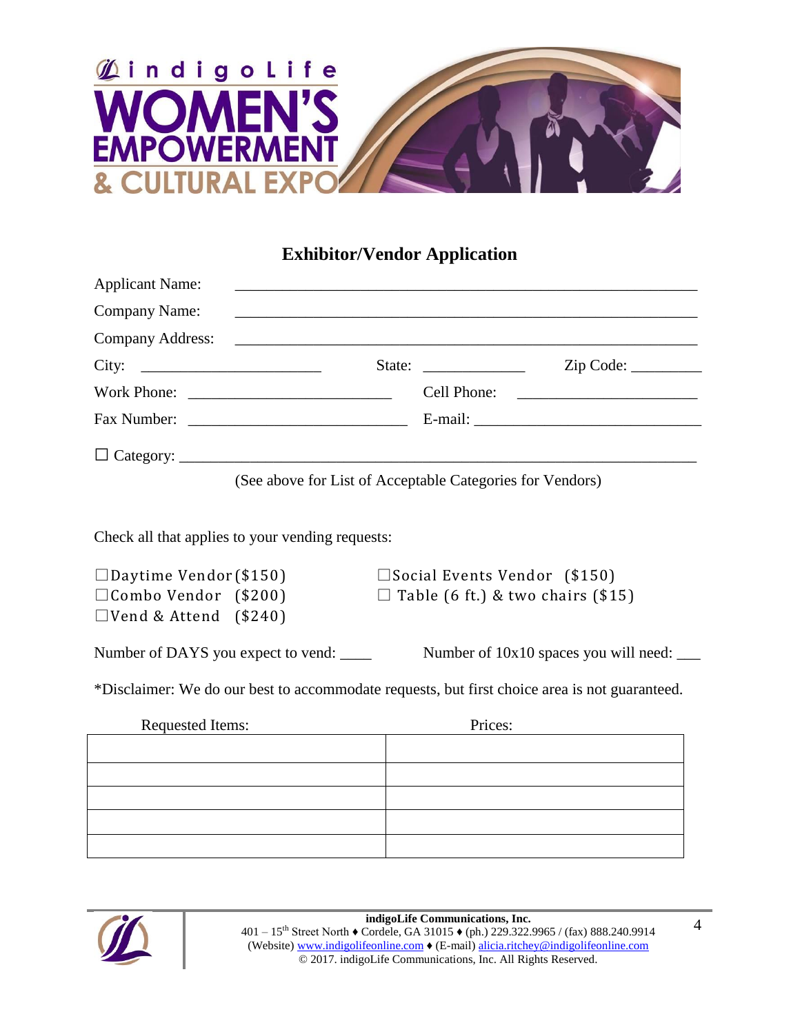# indigoLife WOMEN'S EMPOWERMENT & CULTURAL EXPO

## Exhibitor/Vendor Application

Applicant Name: ______________________________________________

Company Name: ______________________________________________

Company Address: ______________________________________________

City: ______________________ State: ____________ Zip Code: _________

Work Phone: _________________________ Cell Phone: ______________________

Fax Number: ___________________________ E-mail: ____________________________

☐ Category: ___________________________________________________________________

(See above for List of Acceptable Categories for Vendors)

Check all that applies to your vending requests:

☐Daytime Vendor ($150)
☐Combo Vendor ($200)
☐Vend & Attend ($240)
☐Social Events Vendor ($150)
☐ Table (6 ft.) & two chairs ($15)

Number of DAYS you expect to vend: ____ Number of 10x10 spaces you will need: ___

*Disclaimer: We do our best to accommodate requests, but first choice area is not guaranteed.

| Requested Items: | Prices: |
|---|---|
| | |
| | |
| | |
| | |
| | |

**indigoLife Communications, Inc.**
401 – 15th Street North ♦ Cordele, GA 31015 ♦ (ph.) 229.322.9965 / (fax) 888.240.9914
(Website) www.indigolifeonline.com ♦ (E-mail) alicia.ritchey@indigolifeonline.com
© 2017. indigoLife Communications, Inc. All Rights Reserved.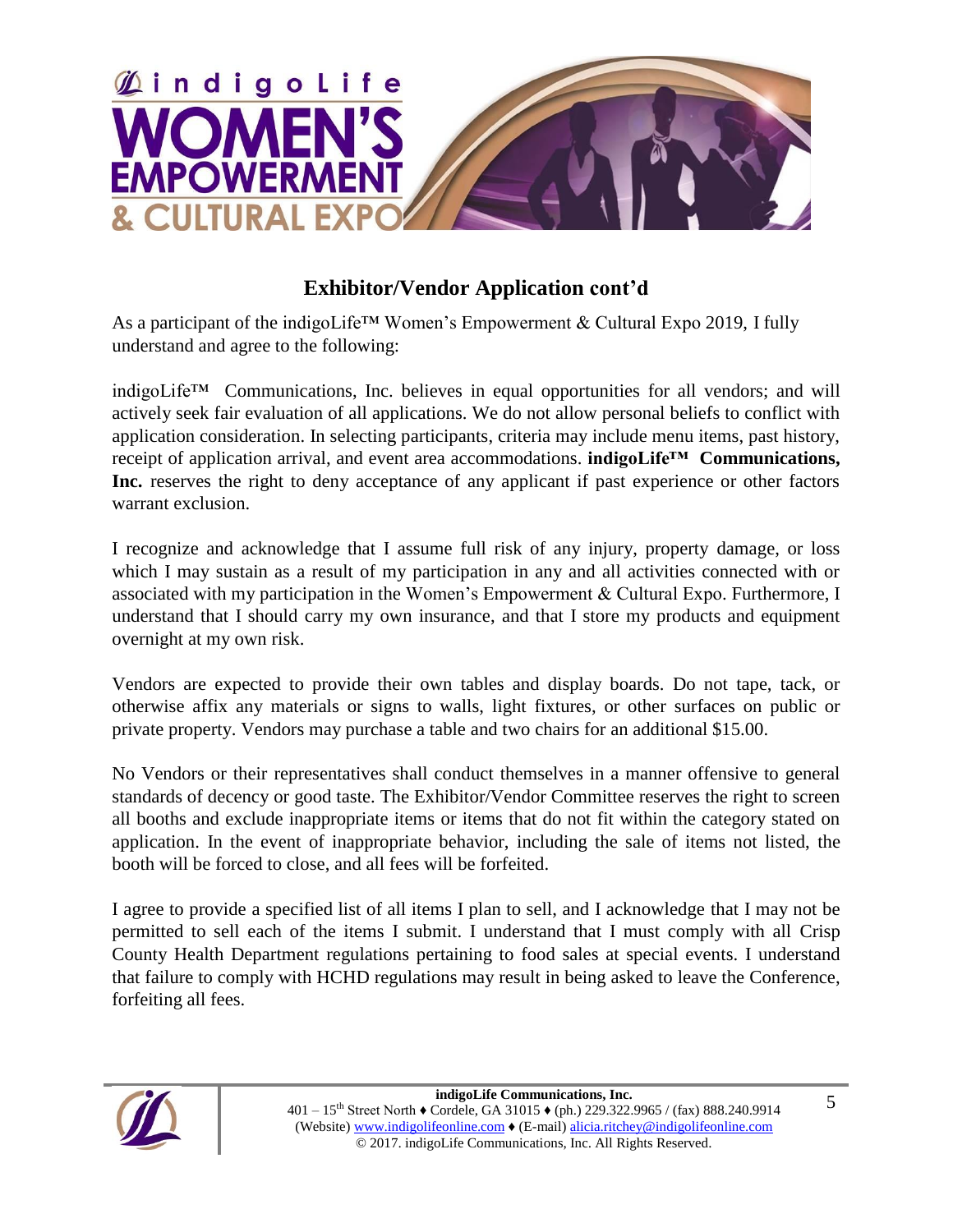## Exhibitor/Vendor Application cont'd

As a participant of the indigoLife™ Women's Empowerment & Cultural Expo 2019, I fully understand and agree to the following:

indigoLife™ Communications, Inc. believes in equal opportunities for all vendors; and will actively seek fair evaluation of all applications. We do not allow personal beliefs to conflict with application consideration. In selecting participants, criteria may include menu items, past history, receipt of application arrival, and event area accommodations. **indigoLife™ Communications, Inc.** reserves the right to deny acceptance of any applicant if past experience or other factors warrant exclusion.

I recognize and acknowledge that I assume full risk of any injury, property damage, or loss which I may sustain as a result of my participation in any and all activities connected with or associated with my participation in the Women's Empowerment & Cultural Expo. Furthermore, I understand that I should carry my own insurance, and that I store my products and equipment overnight at my own risk.

Vendors are expected to provide their own tables and display boards. Do not tape, tack, or otherwise affix any materials or signs to walls, light fixtures, or other surfaces on public or private property. Vendors may purchase a table and two chairs for an additional $15.00.

No Vendors or their representatives shall conduct themselves in a manner offensive to general standards of decency or good taste. The Exhibitor/Vendor Committee reserves the right to screen all booths and exclude inappropriate items or items that do not fit within the category stated on application. In the event of inappropriate behavior, including the sale of items not listed, the booth will be forced to close, and all fees will be forfeited.

I agree to provide a specified list of all items I plan to sell, and I acknowledge that I may not be permitted to sell each of the items I submit. I understand that I must comply with all Crisp County Health Department regulations pertaining to food sales at special events. I understand that failure to comply with HCHD regulations may result in being asked to leave the Conference, forfeiting all fees.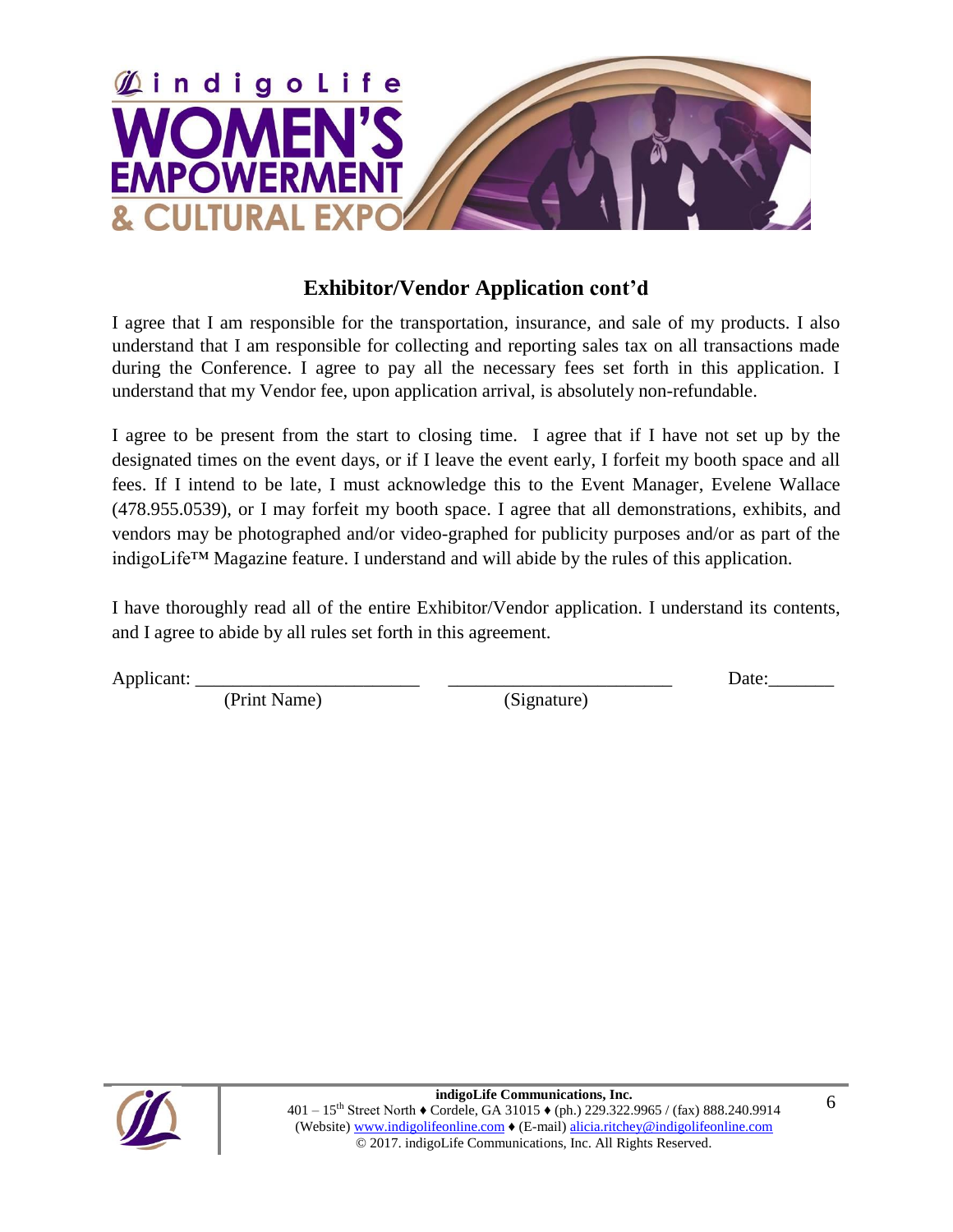## Exhibitor/Vendor Application cont'd

I agree that I am responsible for the transportation, insurance, and sale of my products. I also understand that I am responsible for collecting and reporting sales tax on all transactions made during the Conference. I agree to pay all the necessary fees set forth in this application. I understand that my Vendor fee, upon application arrival, is absolutely non-refundable.

I agree to be present from the start to closing time. I agree that if I have not set up by the designated times on the event days, or if I leave the event early, I forfeit my booth space and all fees. If I intend to be late, I must acknowledge this to the Event Manager, Evelene Wallace (478.955.0539), or I may forfeit my booth space. I agree that all demonstrations, exhibits, and vendors may be photographed and/or video-graphed for publicity purposes and/or as part of the indigoLife™ Magazine feature. I understand and will abide by the rules of this application.

I have thoroughly read all of the entire Exhibitor/Vendor application. I understand its contents, and I agree to abide by all rules set forth in this agreement.

Applicant: ________________________ ________________________ Date:_______
(Print Name) (Signature)

**indigoLife Communications, Inc.**
401 – 15th Street North ♦ Cordele, GA 31015 ♦ (ph.) 229.322.9965 / (fax) 888.240.9914
(Website) www.indigolifeonline.com ♦ (E-mail) alicia.ritchey@indigolifeonline.com
© 2017. indigoLife Communications, Inc. All Rights Reserved.